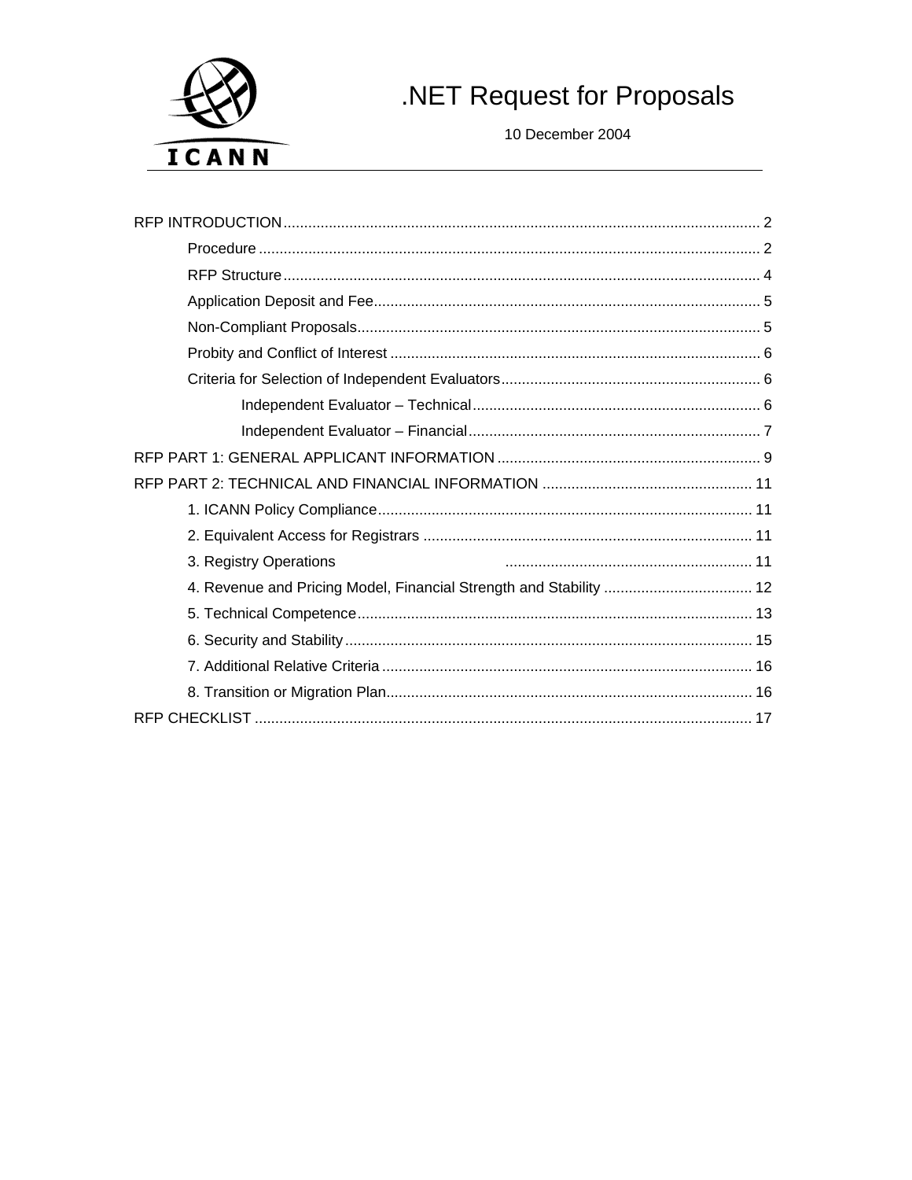ICANN

# .NET Request for Proposals

10 December 2004

RFP INTRODUCTION .................................................................................................... 2
- Procedure ..................................................................................................... 2
- RFP Structure ............................................................................................... 4
- Application Deposit and Fee ......................................................................... 5
- Non-Compliant Proposals ............................................................................. 5
- Probity and Conflict of Interest ..................................................................... 6
- Criteria for Selection of Independent Evaluators .......................................... 6
  - Independent Evaluator – Technical ....................................................... 6
  - Independent Evaluator – Financial ........................................................ 7

RFP PART 1: GENERAL APPLICANT INFORMATION ................................................ 9

RFP PART 2: TECHNICAL AND FINANCIAL INFORMATION .................................. 11
- 1. ICANN Policy Compliance ....................................................................... 11
- 2. Equivalent Access for Registrars ............................................................. 11
- 3. Registry Operations ................................................................................. 11
- 4. Revenue and Pricing Model, Financial Strength and Stability .................. 12
- 5. Technical Competence ............................................................................. 13
- 6. Security and Stability ............................................................................... 15
- 7. Additional Relative Criteria ....................................................................... 16
- 8. Transition or Migration Plan ..................................................................... 16

RFP CHECKLIST ........................................................................................................ 17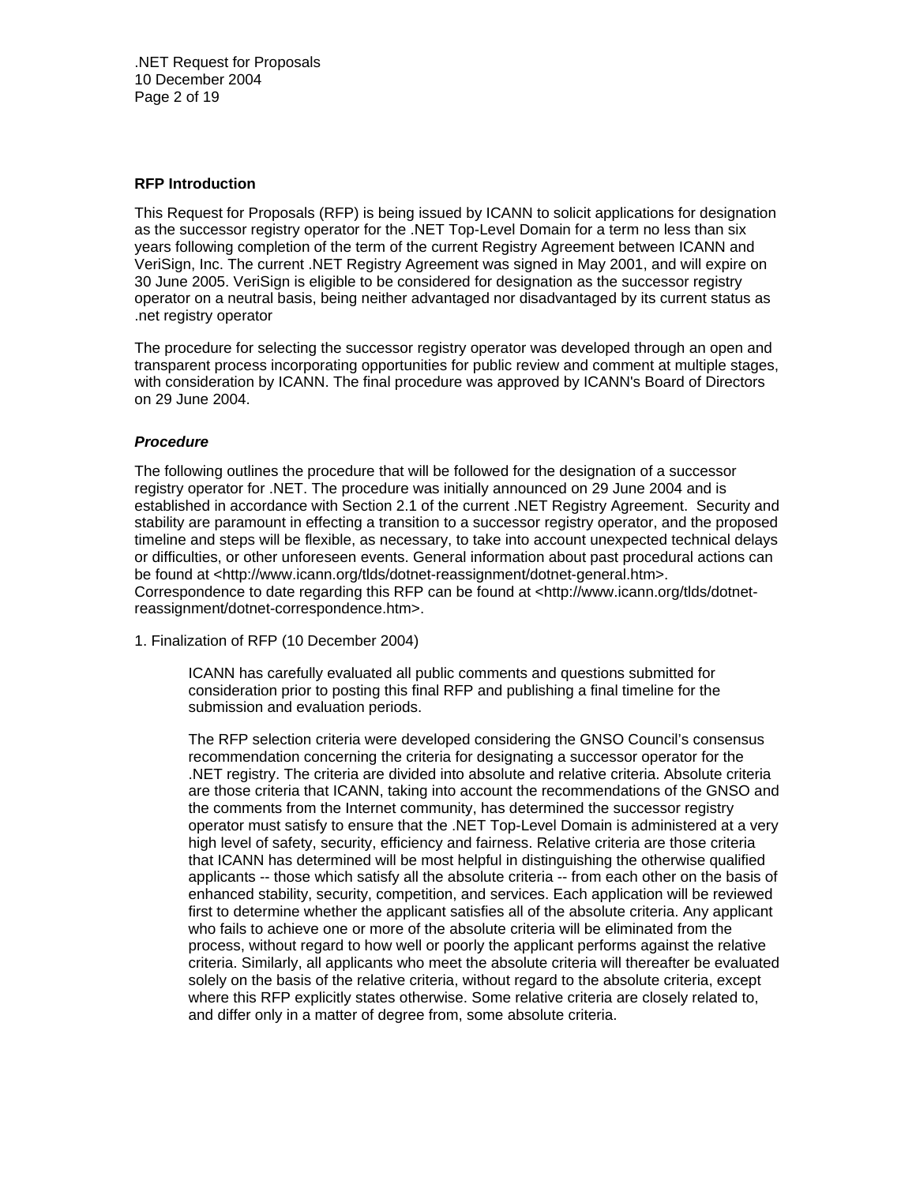**RFP Introduction**

This Request for Proposals (RFP) is being issued by ICANN to solicit applications for designation as the successor registry operator for the .NET Top-Level Domain for a term no less than six years following completion of the term of the current Registry Agreement between ICANN and VeriSign, Inc. The current .NET Registry Agreement was signed in May 2001, and will expire on 30 June 2005. VeriSign is eligible to be considered for designation as the successor registry operator on a neutral basis, being neither advantaged nor disadvantaged by its current status as .net registry operator

The procedure for selecting the successor registry operator was developed through an open and transparent process incorporating opportunities for public review and comment at multiple stages, with consideration by ICANN. The final procedure was approved by ICANN's Board of Directors on 29 June 2004.

***Procedure***

The following outlines the procedure that will be followed for the designation of a successor registry operator for .NET. The procedure was initially announced on 29 June 2004 and is established in accordance with Section 2.1 of the current .NET Registry Agreement. Security and stability are paramount in effecting a transition to a successor registry operator, and the proposed timeline and steps will be flexible, as necessary, to take into account unexpected technical delays or difficulties, or other unforeseen events. General information about past procedural actions can be found at <http://www.icann.org/tlds/dotnet-reassignment/dotnet-general.htm>. Correspondence to date regarding this RFP can be found at <http://www.icann.org/tlds/dotnet-reassignment/dotnet-correspondence.htm>.

1. Finalization of RFP (10 December 2004)

    ICANN has carefully evaluated all public comments and questions submitted for consideration prior to posting this final RFP and publishing a final timeline for the submission and evaluation periods.

    The RFP selection criteria were developed considering the GNSO Council's consensus recommendation concerning the criteria for designating a successor operator for the .NET registry. The criteria are divided into absolute and relative criteria. Absolute criteria are those criteria that ICANN, taking into account the recommendations of the GNSO and the comments from the Internet community, has determined the successor registry operator must satisfy to ensure that the .NET Top-Level Domain is administered at a very high level of safety, security, efficiency and fairness. Relative criteria are those criteria that ICANN has determined will be most helpful in distinguishing the otherwise qualified applicants -- those which satisfy all the absolute criteria -- from each other on the basis of enhanced stability, security, competition, and services. Each application will be reviewed first to determine whether the applicant satisfies all of the absolute criteria. Any applicant who fails to achieve one or more of the absolute criteria will be eliminated from the process, without regard to how well or poorly the applicant performs against the relative criteria. Similarly, all applicants who meet the absolute criteria will thereafter be evaluated solely on the basis of the relative criteria, without regard to the absolute criteria, except where this RFP explicitly states otherwise. Some relative criteria are closely related to, and differ only in a matter of degree from, some absolute criteria.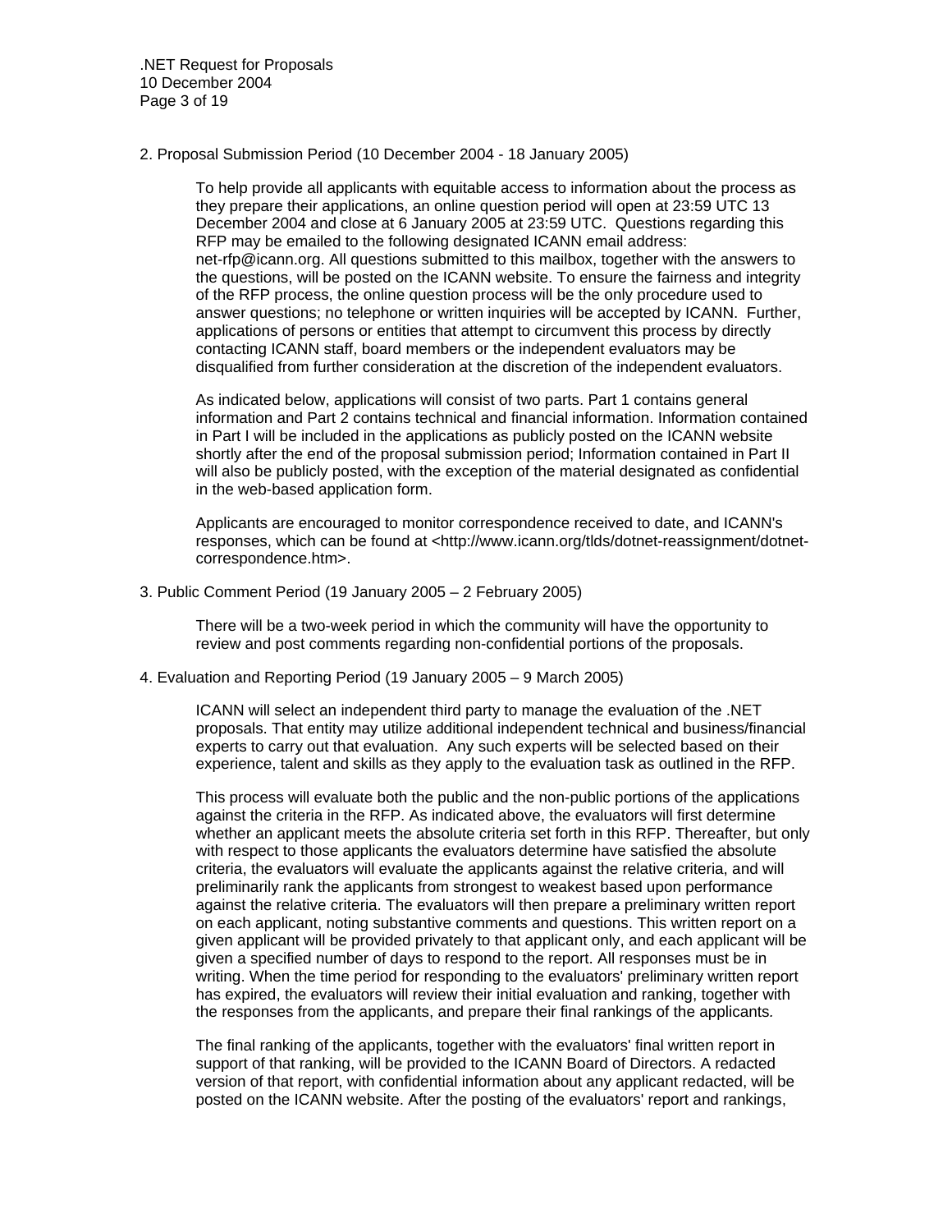2. Proposal Submission Period (10 December 2004 - 18 January 2005)

To help provide all applicants with equitable access to information about the process as they prepare their applications, an online question period will open at 23:59 UTC 13 December 2004 and close at 6 January 2005 at 23:59 UTC. Questions regarding this RFP may be emailed to the following designated ICANN email address: net-rfp@icann.org. All questions submitted to this mailbox, together with the answers to the questions, will be posted on the ICANN website. To ensure the fairness and integrity of the RFP process, the online question process will be the only procedure used to answer questions; no telephone or written inquiries will be accepted by ICANN. Further, applications of persons or entities that attempt to circumvent this process by directly contacting ICANN staff, board members or the independent evaluators may be disqualified from further consideration at the discretion of the independent evaluators.

As indicated below, applications will consist of two parts. Part 1 contains general information and Part 2 contains technical and financial information. Information contained in Part I will be included in the applications as publicly posted on the ICANN website shortly after the end of the proposal submission period; Information contained in Part II will also be publicly posted, with the exception of the material designated as confidential in the web-based application form.

Applicants are encouraged to monitor correspondence received to date, and ICANN's responses, which can be found at <http://www.icann.org/tlds/dotnet-reassignment/dotnet-correspondence.htm>.

3. Public Comment Period (19 January 2005 – 2 February 2005)

There will be a two-week period in which the community will have the opportunity to review and post comments regarding non-confidential portions of the proposals.

4. Evaluation and Reporting Period (19 January 2005 – 9 March 2005)

ICANN will select an independent third party to manage the evaluation of the .NET proposals. That entity may utilize additional independent technical and business/financial experts to carry out that evaluation. Any such experts will be selected based on their experience, talent and skills as they apply to the evaluation task as outlined in the RFP.

This process will evaluate both the public and the non-public portions of the applications against the criteria in the RFP. As indicated above, the evaluators will first determine whether an applicant meets the absolute criteria set forth in this RFP. Thereafter, but only with respect to those applicants the evaluators determine have satisfied the absolute criteria, the evaluators will evaluate the applicants against the relative criteria, and will preliminarily rank the applicants from strongest to weakest based upon performance against the relative criteria. The evaluators will then prepare a preliminary written report on each applicant, noting substantive comments and questions. This written report on a given applicant will be provided privately to that applicant only, and each applicant will be given a specified number of days to respond to the report. All responses must be in writing. When the time period for responding to the evaluators' preliminary written report has expired, the evaluators will review their initial evaluation and ranking, together with the responses from the applicants, and prepare their final rankings of the applicants.

The final ranking of the applicants, together with the evaluators' final written report in support of that ranking, will be provided to the ICANN Board of Directors. A redacted version of that report, with confidential information about any applicant redacted, will be posted on the ICANN website. After the posting of the evaluators' report and rankings,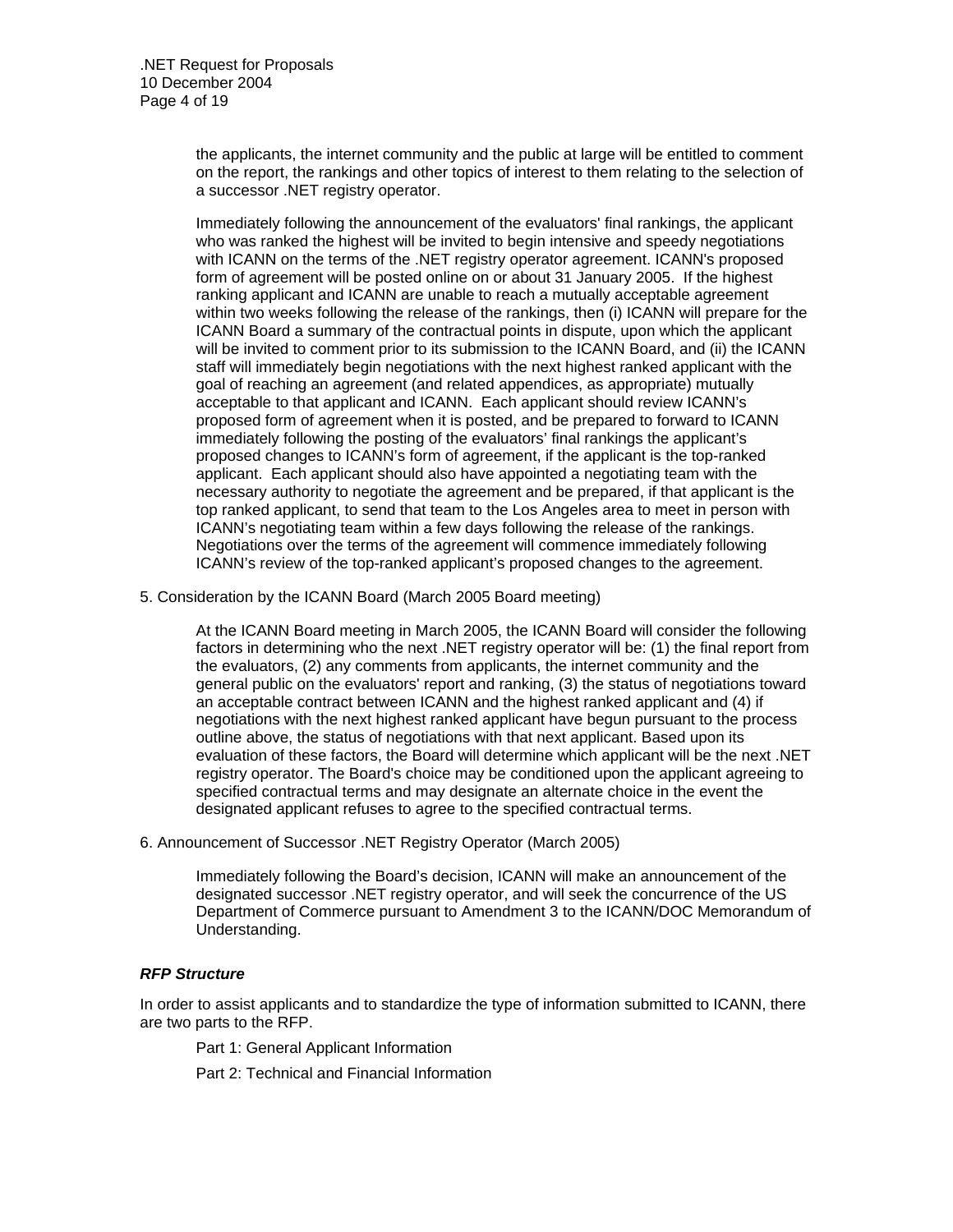the applicants, the internet community and the public at large will be entitled to comment on the report, the rankings and other topics of interest to them relating to the selection of a successor .NET registry operator.

Immediately following the announcement of the evaluators' final rankings, the applicant who was ranked the highest will be invited to begin intensive and speedy negotiations with ICANN on the terms of the .NET registry operator agreement. ICANN's proposed form of agreement will be posted online on or about 31 January 2005. If the highest ranking applicant and ICANN are unable to reach a mutually acceptable agreement within two weeks following the release of the rankings, then (i) ICANN will prepare for the ICANN Board a summary of the contractual points in dispute, upon which the applicant will be invited to comment prior to its submission to the ICANN Board, and (ii) the ICANN staff will immediately begin negotiations with the next highest ranked applicant with the goal of reaching an agreement (and related appendices, as appropriate) mutually acceptable to that applicant and ICANN. Each applicant should review ICANN's proposed form of agreement when it is posted, and be prepared to forward to ICANN immediately following the posting of the evaluators' final rankings the applicant's proposed changes to ICANN's form of agreement, if the applicant is the top-ranked applicant. Each applicant should also have appointed a negotiating team with the necessary authority to negotiate the agreement and be prepared, if that applicant is the top ranked applicant, to send that team to the Los Angeles area to meet in person with ICANN's negotiating team within a few days following the release of the rankings. Negotiations over the terms of the agreement will commence immediately following ICANN's review of the top-ranked applicant's proposed changes to the agreement.

5. Consideration by the ICANN Board (March 2005 Board meeting)

At the ICANN Board meeting in March 2005, the ICANN Board will consider the following factors in determining who the next .NET registry operator will be: (1) the final report from the evaluators, (2) any comments from applicants, the internet community and the general public on the evaluators' report and ranking, (3) the status of negotiations toward an acceptable contract between ICANN and the highest ranked applicant and (4) if negotiations with the next highest ranked applicant have begun pursuant to the process outline above, the status of negotiations with that next applicant. Based upon its evaluation of these factors, the Board will determine which applicant will be the next .NET registry operator. The Board's choice may be conditioned upon the applicant agreeing to specified contractual terms and may designate an alternate choice in the event the designated applicant refuses to agree to the specified contractual terms.

6. Announcement of Successor .NET Registry Operator (March 2005)

Immediately following the Board's decision, ICANN will make an announcement of the designated successor .NET registry operator, and will seek the concurrence of the US Department of Commerce pursuant to Amendment 3 to the ICANN/DOC Memorandum of Understanding.

### *RFP Structure*

In order to assist applicants and to standardize the type of information submitted to ICANN, there are two parts to the RFP.

Part 1: General Applicant Information

Part 2: Technical and Financial Information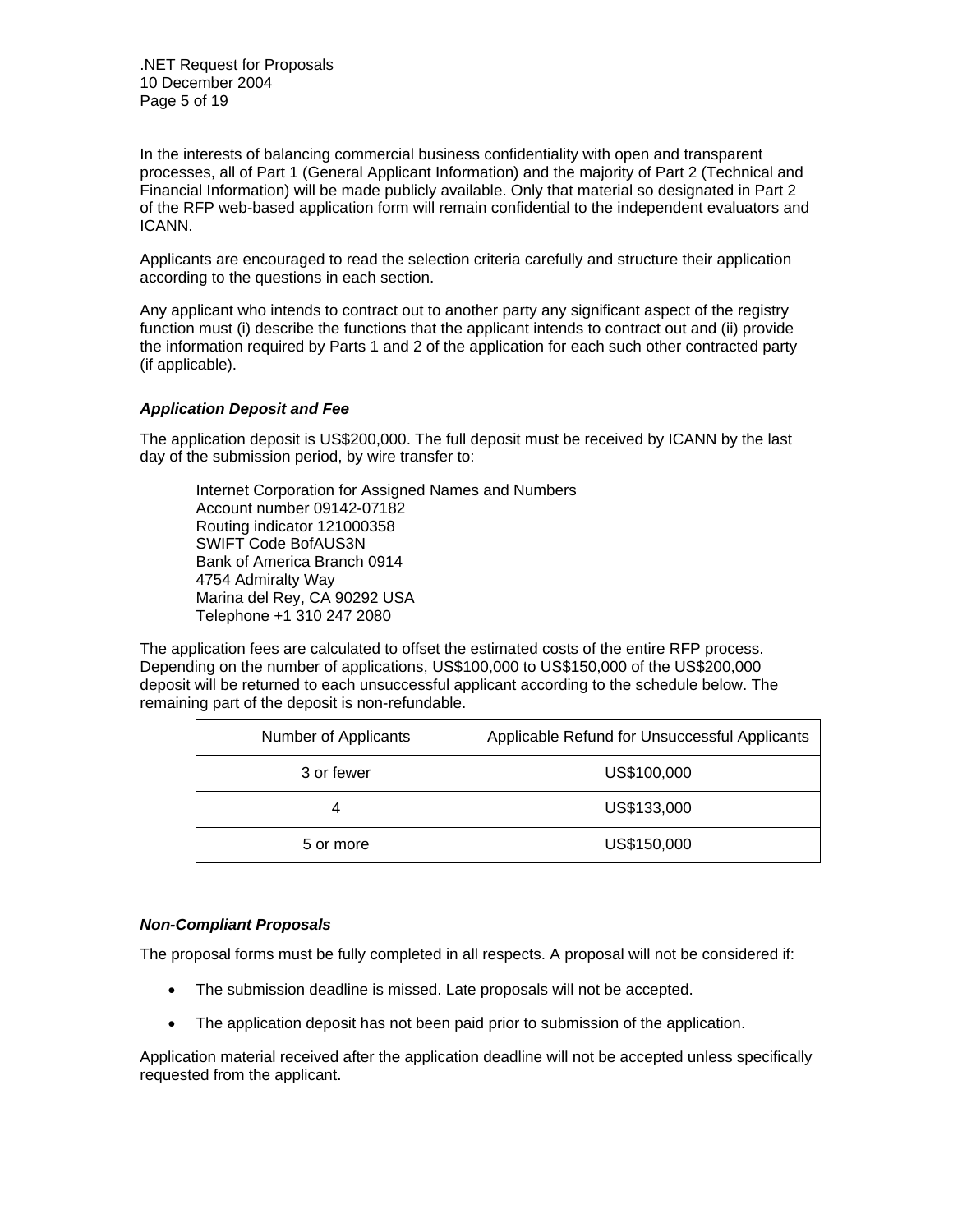In the interests of balancing commercial business confidentiality with open and transparent processes, all of Part 1 (General Applicant Information) and the majority of Part 2 (Technical and Financial Information) will be made publicly available. Only that material so designated in Part 2 of the RFP web-based application form will remain confidential to the independent evaluators and ICANN.

Applicants are encouraged to read the selection criteria carefully and structure their application according to the questions in each section.

Any applicant who intends to contract out to another party any significant aspect of the registry function must (i) describe the functions that the applicant intends to contract out and (ii) provide the information required by Parts 1 and 2 of the application for each such other contracted party (if applicable).

***Application Deposit and Fee***

The application deposit is US$200,000. The full deposit must be received by ICANN by the last day of the submission period, by wire transfer to:

> Internet Corporation for Assigned Names and Numbers
> Account number 09142-07182
> Routing indicator 121000358
> SWIFT Code BofAUS3N
> Bank of America Branch 0914
> 4754 Admiralty Way
> Marina del Rey, CA 90292 USA
> Telephone +1 310 247 2080

The application fees are calculated to offset the estimated costs of the entire RFP process. Depending on the number of applications, US$100,000 to US$150,000 of the US$200,000 deposit will be returned to each unsuccessful applicant according to the schedule below. The remaining part of the deposit is non-refundable.

| Number of Applicants | Applicable Refund for Unsuccessful Applicants |
| --- | --- |
| 3 or fewer | US$100,000 |
| 4 | US$133,000 |
| 5 or more | US$150,000 |

***Non-Compliant Proposals***

The proposal forms must be fully completed in all respects. A proposal will not be considered if:

- The submission deadline is missed. Late proposals will not be accepted.
- The application deposit has not been paid prior to submission of the application.

Application material received after the application deadline will not be accepted unless specifically requested from the applicant.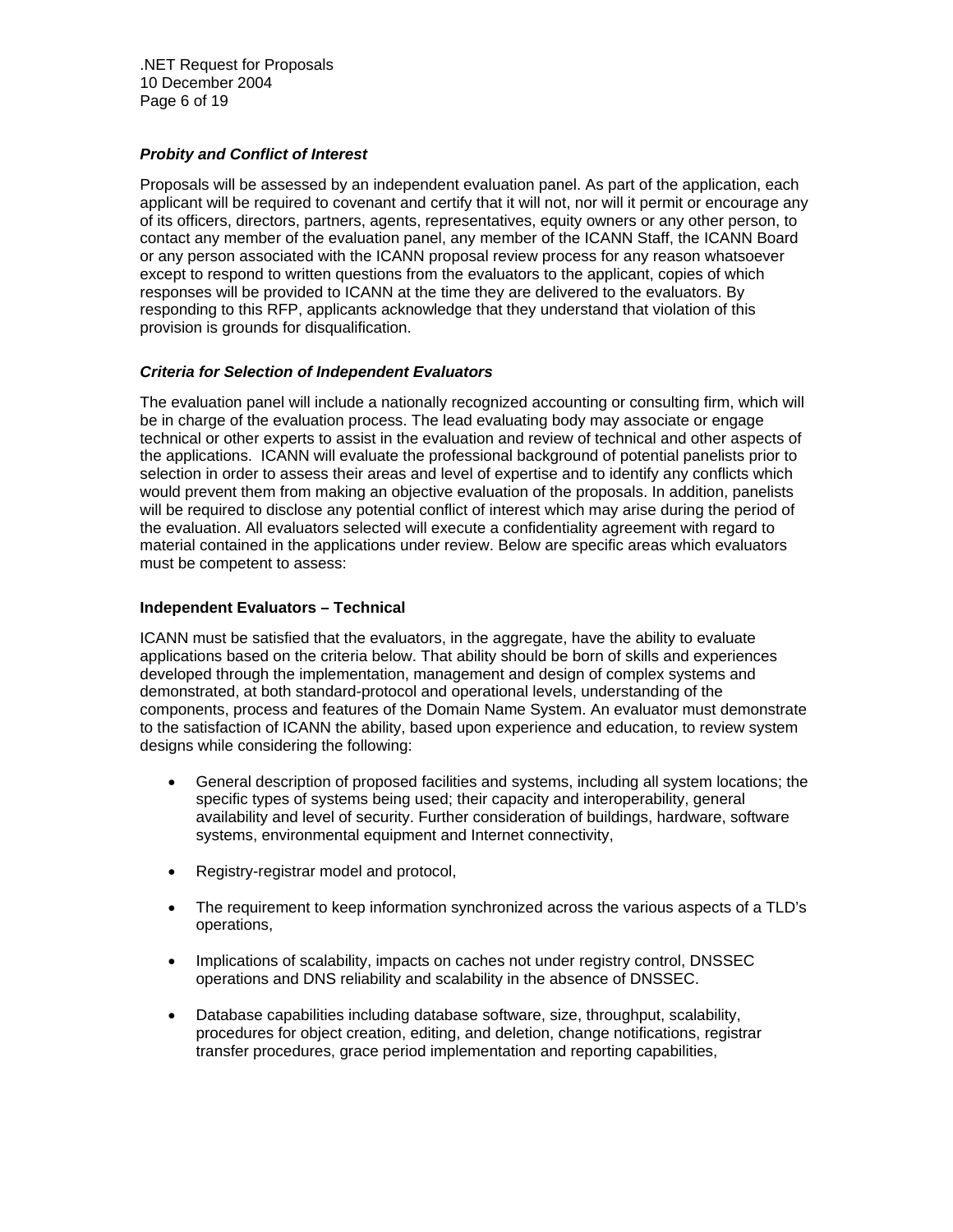### *Probity and Conflict of Interest*

Proposals will be assessed by an independent evaluation panel. As part of the application, each applicant will be required to covenant and certify that it will not, nor will it permit or encourage any of its officers, directors, partners, agents, representatives, equity owners or any other person, to contact any member of the evaluation panel, any member of the ICANN Staff, the ICANN Board or any person associated with the ICANN proposal review process for any reason whatsoever except to respond to written questions from the evaluators to the applicant, copies of which responses will be provided to ICANN at the time they are delivered to the evaluators. By responding to this RFP, applicants acknowledge that they understand that violation of this provision is grounds for disqualification.

### *Criteria for Selection of Independent Evaluators*

The evaluation panel will include a nationally recognized accounting or consulting firm, which will be in charge of the evaluation process. The lead evaluating body may associate or engage technical or other experts to assist in the evaluation and review of technical and other aspects of the applications. ICANN will evaluate the professional background of potential panelists prior to selection in order to assess their areas and level of expertise and to identify any conflicts which would prevent them from making an objective evaluation of the proposals. In addition, panelists will be required to disclose any potential conflict of interest which may arise during the period of the evaluation. All evaluators selected will execute a confidentiality agreement with regard to material contained in the applications under review. Below are specific areas which evaluators must be competent to assess:

#### Independent Evaluators – Technical

ICANN must be satisfied that the evaluators, in the aggregate, have the ability to evaluate applications based on the criteria below. That ability should be born of skills and experiences developed through the implementation, management and design of complex systems and demonstrated, at both standard-protocol and operational levels, understanding of the components, process and features of the Domain Name System. An evaluator must demonstrate to the satisfaction of ICANN the ability, based upon experience and education, to review system designs while considering the following:

- General description of proposed facilities and systems, including all system locations; the specific types of systems being used; their capacity and interoperability, general availability and level of security. Further consideration of buildings, hardware, software systems, environmental equipment and Internet connectivity,
- Registry-registrar model and protocol,
- The requirement to keep information synchronized across the various aspects of a TLD's operations,
- Implications of scalability, impacts on caches not under registry control, DNSSEC operations and DNS reliability and scalability in the absence of DNSSEC.
- Database capabilities including database software, size, throughput, scalability, procedures for object creation, editing, and deletion, change notifications, registrar transfer procedures, grace period implementation and reporting capabilities,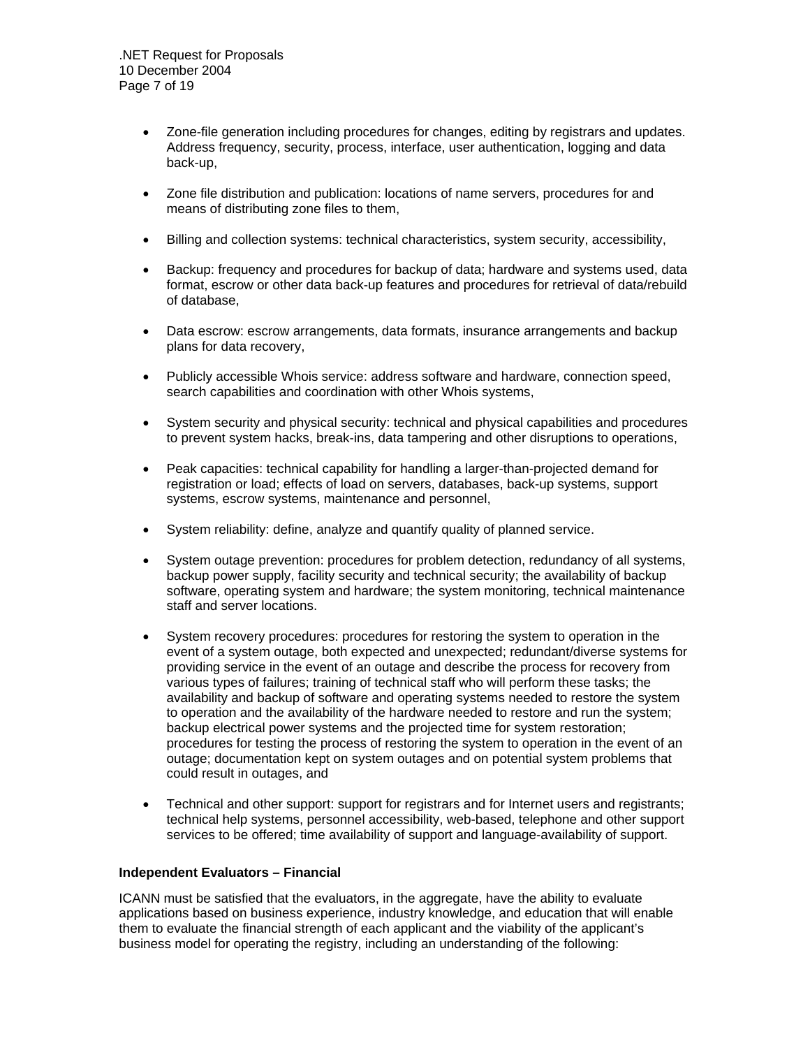- Zone-file generation including procedures for changes, editing by registrars and updates. Address frequency, security, process, interface, user authentication, logging and data back-up,

- Zone file distribution and publication: locations of name servers, procedures for and means of distributing zone files to them,

- Billing and collection systems: technical characteristics, system security, accessibility,

- Backup: frequency and procedures for backup of data; hardware and systems used, data format, escrow or other data back-up features and procedures for retrieval of data/rebuild of database,

- Data escrow: escrow arrangements, data formats, insurance arrangements and backup plans for data recovery,

- Publicly accessible Whois service: address software and hardware, connection speed, search capabilities and coordination with other Whois systems,

- System security and physical security: technical and physical capabilities and procedures to prevent system hacks, break-ins, data tampering and other disruptions to operations,

- Peak capacities: technical capability for handling a larger-than-projected demand for registration or load; effects of load on servers, databases, back-up systems, support systems, escrow systems, maintenance and personnel,

- System reliability: define, analyze and quantify quality of planned service.

- System outage prevention: procedures for problem detection, redundancy of all systems, backup power supply, facility security and technical security; the availability of backup software, operating system and hardware; the system monitoring, technical maintenance staff and server locations.

- System recovery procedures: procedures for restoring the system to operation in the event of a system outage, both expected and unexpected; redundant/diverse systems for providing service in the event of an outage and describe the process for recovery from various types of failures; training of technical staff who will perform these tasks; the availability and backup of software and operating systems needed to restore the system to operation and the availability of the hardware needed to restore and run the system; backup electrical power systems and the projected time for system restoration; procedures for testing the process of restoring the system to operation in the event of an outage; documentation kept on system outages and on potential system problems that could result in outages, and

- Technical and other support: support for registrars and for Internet users and registrants; technical help systems, personnel accessibility, web-based, telephone and other support services to be offered; time availability of support and language-availability of support.

**Independent Evaluators – Financial**

ICANN must be satisfied that the evaluators, in the aggregate, have the ability to evaluate applications based on business experience, industry knowledge, and education that will enable them to evaluate the financial strength of each applicant and the viability of the applicant's business model for operating the registry, including an understanding of the following: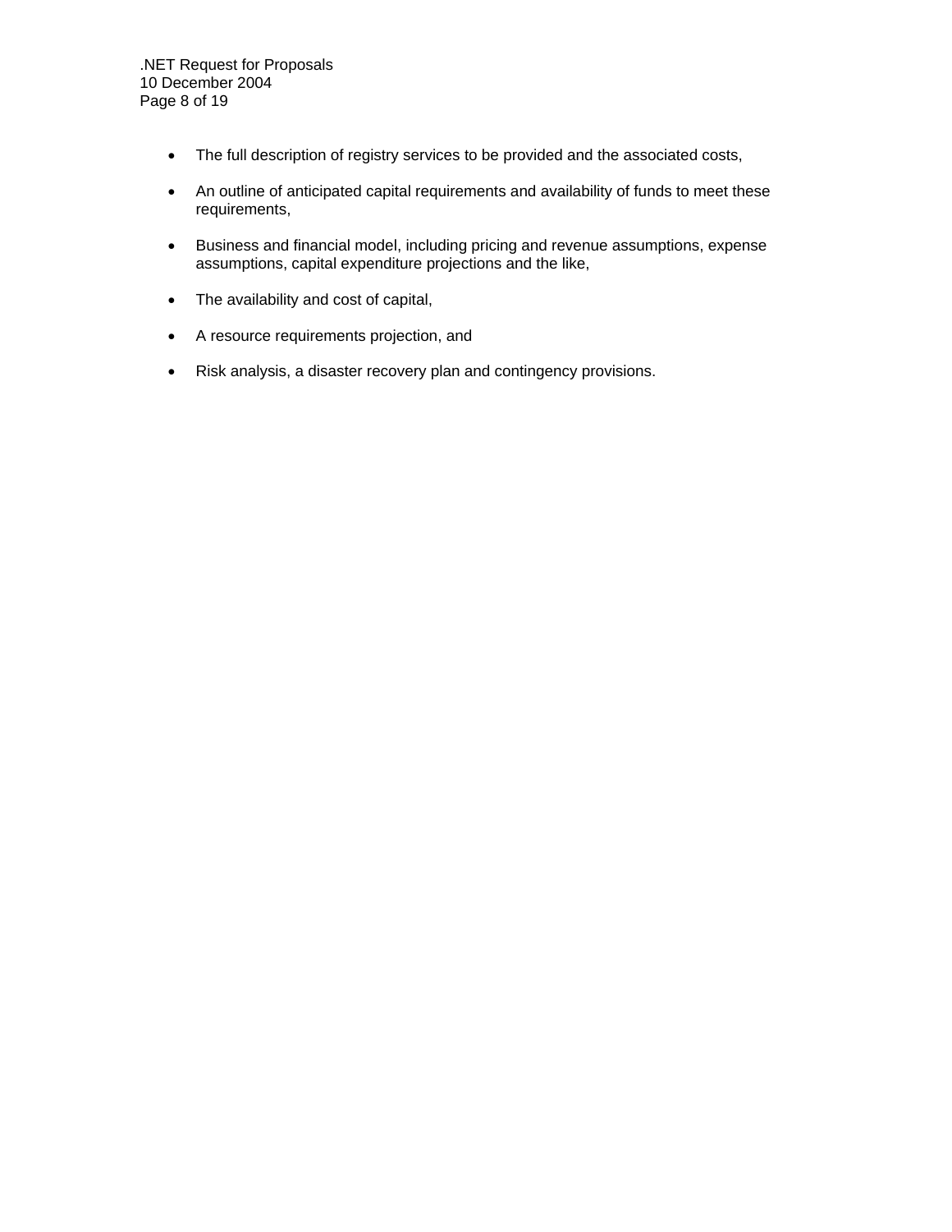- The full description of registry services to be provided and the associated costs,
- An outline of anticipated capital requirements and availability of funds to meet these requirements,
- Business and financial model, including pricing and revenue assumptions, expense assumptions, capital expenditure projections and the like,
- The availability and cost of capital,
- A resource requirements projection, and
- Risk analysis, a disaster recovery plan and contingency provisions.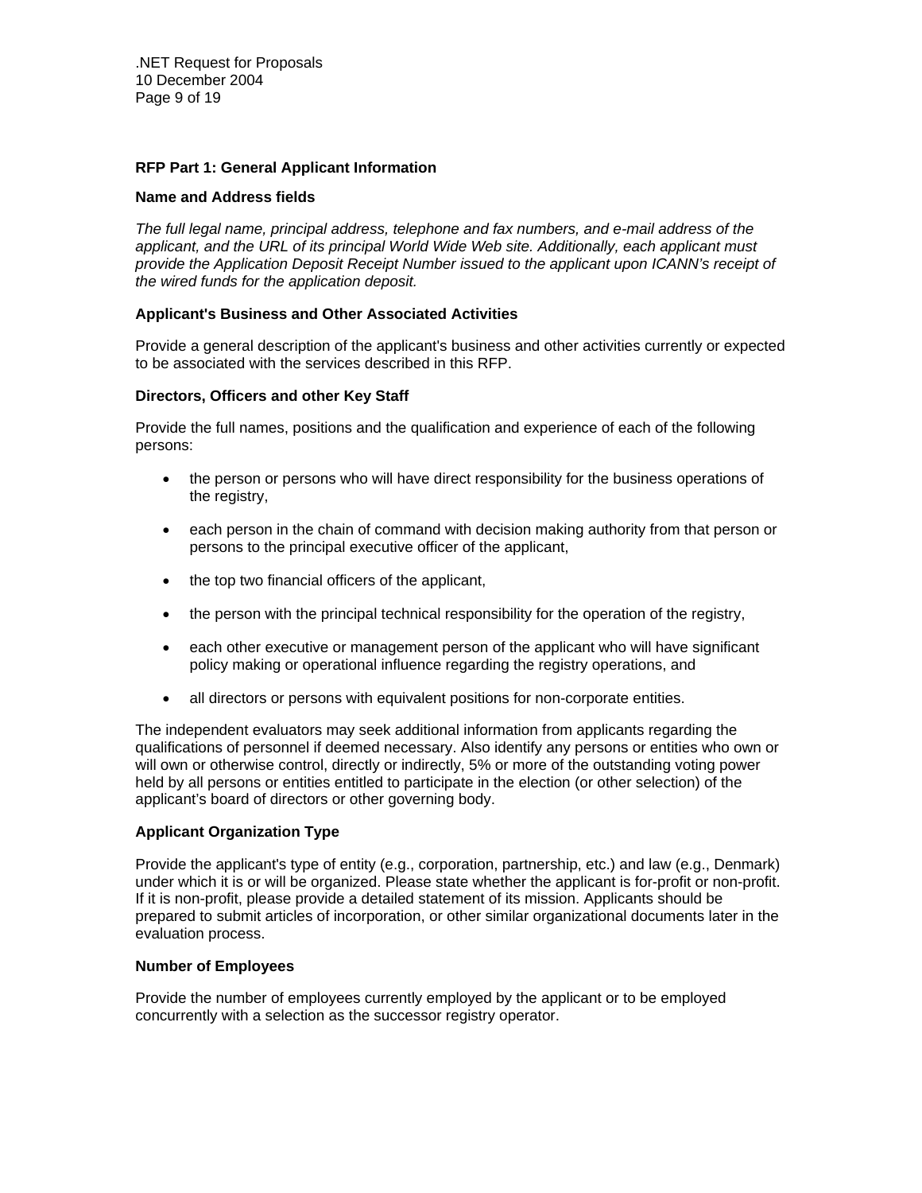**RFP Part 1: General Applicant Information**

**Name and Address fields**

*The full legal name, principal address, telephone and fax numbers, and e-mail address of the applicant, and the URL of its principal World Wide Web site. Additionally, each applicant must provide the Application Deposit Receipt Number issued to the applicant upon ICANN's receipt of the wired funds for the application deposit.*

**Applicant's Business and Other Associated Activities**

Provide a general description of the applicant's business and other activities currently or expected to be associated with the services described in this RFP.

**Directors, Officers and other Key Staff**

Provide the full names, positions and the qualification and experience of each of the following persons:

- the person or persons who will have direct responsibility for the business operations of the registry,
- each person in the chain of command with decision making authority from that person or persons to the principal executive officer of the applicant,
- the top two financial officers of the applicant,
- the person with the principal technical responsibility for the operation of the registry,
- each other executive or management person of the applicant who will have significant policy making or operational influence regarding the registry operations, and
- all directors or persons with equivalent positions for non-corporate entities.

The independent evaluators may seek additional information from applicants regarding the qualifications of personnel if deemed necessary. Also identify any persons or entities who own or will own or otherwise control, directly or indirectly, 5% or more of the outstanding voting power held by all persons or entities entitled to participate in the election (or other selection) of the applicant's board of directors or other governing body.

**Applicant Organization Type**

Provide the applicant's type of entity (e.g., corporation, partnership, etc.) and law (e.g., Denmark) under which it is or will be organized. Please state whether the applicant is for-profit or non-profit. If it is non-profit, please provide a detailed statement of its mission. Applicants should be prepared to submit articles of incorporation, or other similar organizational documents later in the evaluation process.

**Number of Employees**

Provide the number of employees currently employed by the applicant or to be employed concurrently with a selection as the successor registry operator.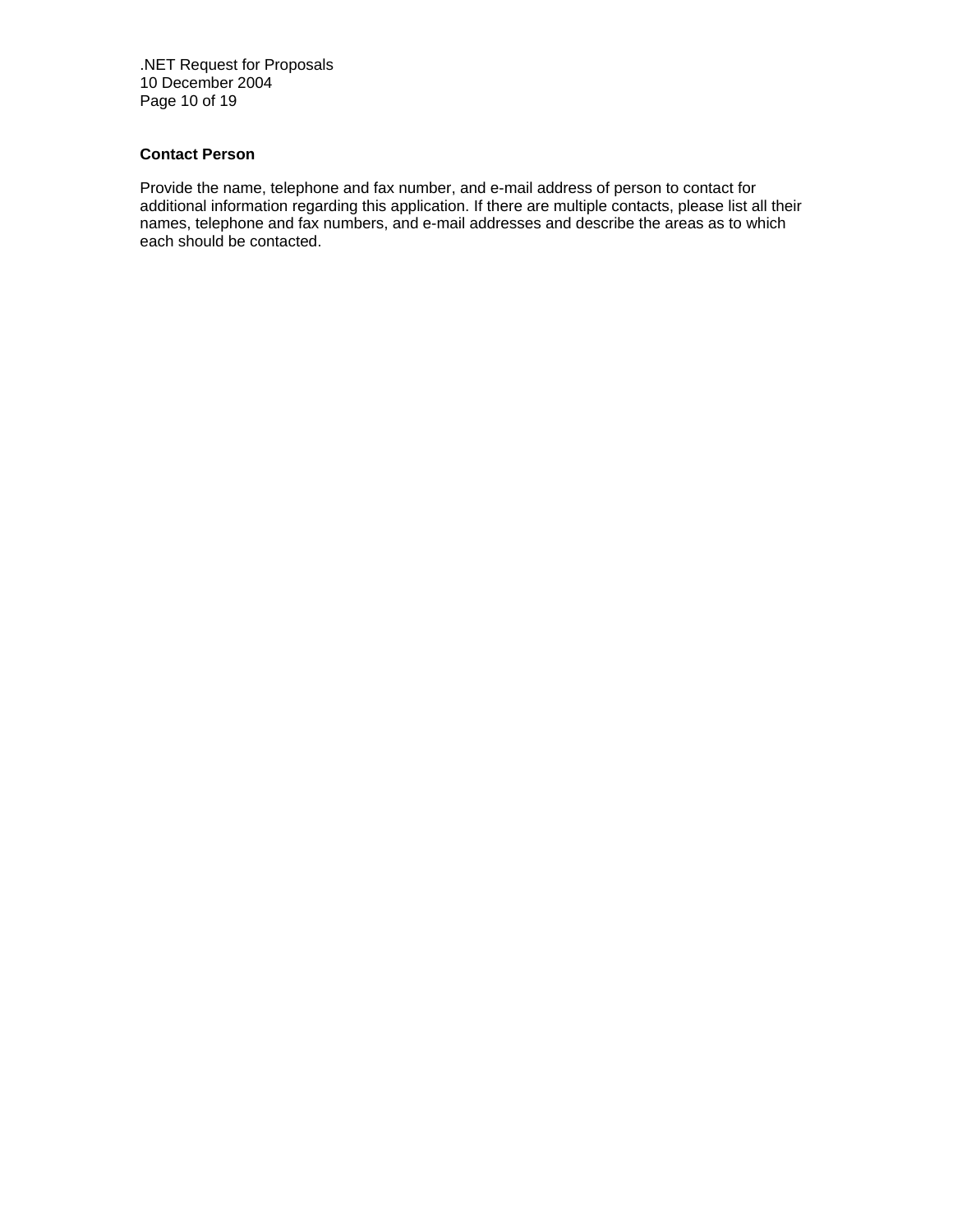**Contact Person**

Provide the name, telephone and fax number, and e-mail address of person to contact for additional information regarding this application. If there are multiple contacts, please list all their names, telephone and fax numbers, and e-mail addresses and describe the areas as to which each should be contacted.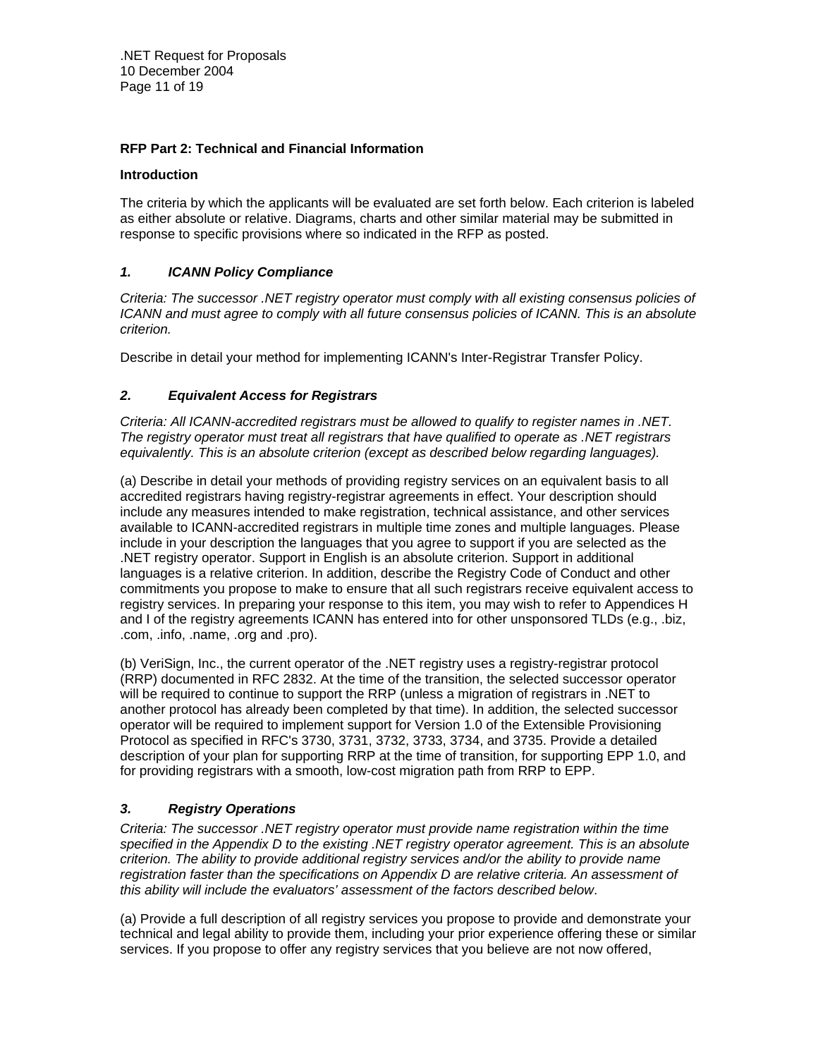## RFP Part 2: Technical and Financial Information

### Introduction

The criteria by which the applicants will be evaluated are set forth below. Each criterion is labeled as either absolute or relative. Diagrams, charts and other similar material may be submitted in response to specific provisions where so indicated in the RFP as posted.

### *1. ICANN Policy Compliance*

*Criteria: The successor .NET registry operator must comply with all existing consensus policies of ICANN and must agree to comply with all future consensus policies of ICANN. This is an absolute criterion.*

Describe in detail your method for implementing ICANN's Inter-Registrar Transfer Policy.

### *2. Equivalent Access for Registrars*

*Criteria: All ICANN-accredited registrars must be allowed to qualify to register names in .NET. The registry operator must treat all registrars that have qualified to operate as .NET registrars equivalently. This is an absolute criterion (except as described below regarding languages).*

(a) Describe in detail your methods of providing registry services on an equivalent basis to all accredited registrars having registry-registrar agreements in effect. Your description should include any measures intended to make registration, technical assistance, and other services available to ICANN-accredited registrars in multiple time zones and multiple languages. Please include in your description the languages that you agree to support if you are selected as the .NET registry operator. Support in English is an absolute criterion. Support in additional languages is a relative criterion. In addition, describe the Registry Code of Conduct and other commitments you propose to make to ensure that all such registrars receive equivalent access to registry services. In preparing your response to this item, you may wish to refer to Appendices H and I of the registry agreements ICANN has entered into for other unsponsored TLDs (e.g., .biz, .com, .info, .name, .org and .pro).

(b) VeriSign, Inc., the current operator of the .NET registry uses a registry-registrar protocol (RRP) documented in RFC 2832. At the time of the transition, the selected successor operator will be required to continue to support the RRP (unless a migration of registrars in .NET to another protocol has already been completed by that time). In addition, the selected successor operator will be required to implement support for Version 1.0 of the Extensible Provisioning Protocol as specified in RFC's 3730, 3731, 3732, 3733, 3734, and 3735. Provide a detailed description of your plan for supporting RRP at the time of transition, for supporting EPP 1.0, and for providing registrars with a smooth, low-cost migration path from RRP to EPP.

### *3. Registry Operations*

*Criteria: The successor .NET registry operator must provide name registration within the time specified in the Appendix D to the existing .NET registry operator agreement. This is an absolute criterion. The ability to provide additional registry services and/or the ability to provide name registration faster than the specifications on Appendix D are relative criteria. An assessment of this ability will include the evaluators' assessment of the factors described below*.

(a) Provide a full description of all registry services you propose to provide and demonstrate your technical and legal ability to provide them, including your prior experience offering these or similar services. If you propose to offer any registry services that you believe are not now offered,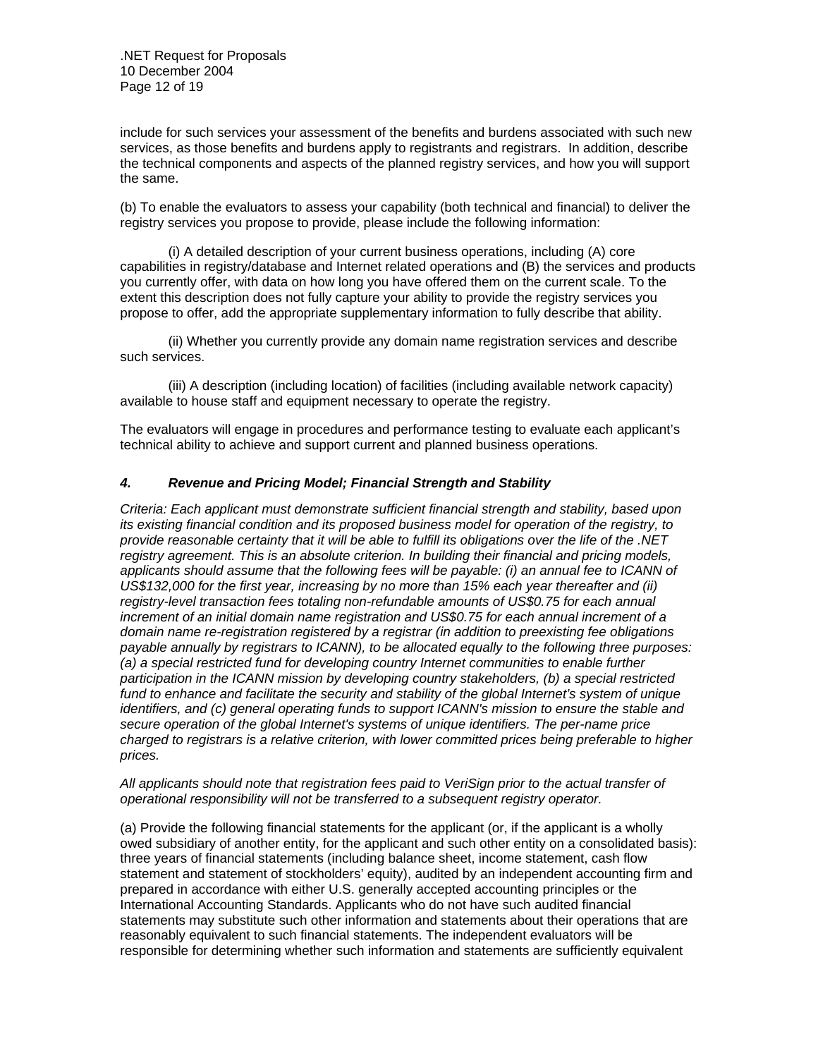include for such services your assessment of the benefits and burdens associated with such new services, as those benefits and burdens apply to registrants and registrars. In addition, describe the technical components and aspects of the planned registry services, and how you will support the same.

(b) To enable the evaluators to assess your capability (both technical and financial) to deliver the registry services you propose to provide, please include the following information:

(i) A detailed description of your current business operations, including (A) core capabilities in registry/database and Internet related operations and (B) the services and products you currently offer, with data on how long you have offered them on the current scale. To the extent this description does not fully capture your ability to provide the registry services you propose to offer, add the appropriate supplementary information to fully describe that ability.

(ii) Whether you currently provide any domain name registration services and describe such services.

(iii) A description (including location) of facilities (including available network capacity) available to house staff and equipment necessary to operate the registry.

The evaluators will engage in procedures and performance testing to evaluate each applicant's technical ability to achieve and support current and planned business operations.

### *4. Revenue and Pricing Model; Financial Strength and Stability*

*Criteria: Each applicant must demonstrate sufficient financial strength and stability, based upon its existing financial condition and its proposed business model for operation of the registry, to provide reasonable certainty that it will be able to fulfill its obligations over the life of the .NET registry agreement. This is an absolute criterion. In building their financial and pricing models, applicants should assume that the following fees will be payable: (i) an annual fee to ICANN of US$132,000 for the first year, increasing by no more than 15% each year thereafter and (ii) registry-level transaction fees totaling non-refundable amounts of US$0.75 for each annual increment of an initial domain name registration and US$0.75 for each annual increment of a domain name re-registration registered by a registrar (in addition to preexisting fee obligations payable annually by registrars to ICANN), to be allocated equally to the following three purposes: (a) a special restricted fund for developing country Internet communities to enable further participation in the ICANN mission by developing country stakeholders, (b) a special restricted fund to enhance and facilitate the security and stability of the global Internet's system of unique identifiers, and (c) general operating funds to support ICANN's mission to ensure the stable and secure operation of the global Internet's systems of unique identifiers. The per-name price charged to registrars is a relative criterion, with lower committed prices being preferable to higher prices.*

*All applicants should note that registration fees paid to VeriSign prior to the actual transfer of operational responsibility will not be transferred to a subsequent registry operator.*

(a) Provide the following financial statements for the applicant (or, if the applicant is a wholly owed subsidiary of another entity, for the applicant and such other entity on a consolidated basis): three years of financial statements (including balance sheet, income statement, cash flow statement and statement of stockholders' equity), audited by an independent accounting firm and prepared in accordance with either U.S. generally accepted accounting principles or the International Accounting Standards. Applicants who do not have such audited financial statements may substitute such other information and statements about their operations that are reasonably equivalent to such financial statements. The independent evaluators will be responsible for determining whether such information and statements are sufficiently equivalent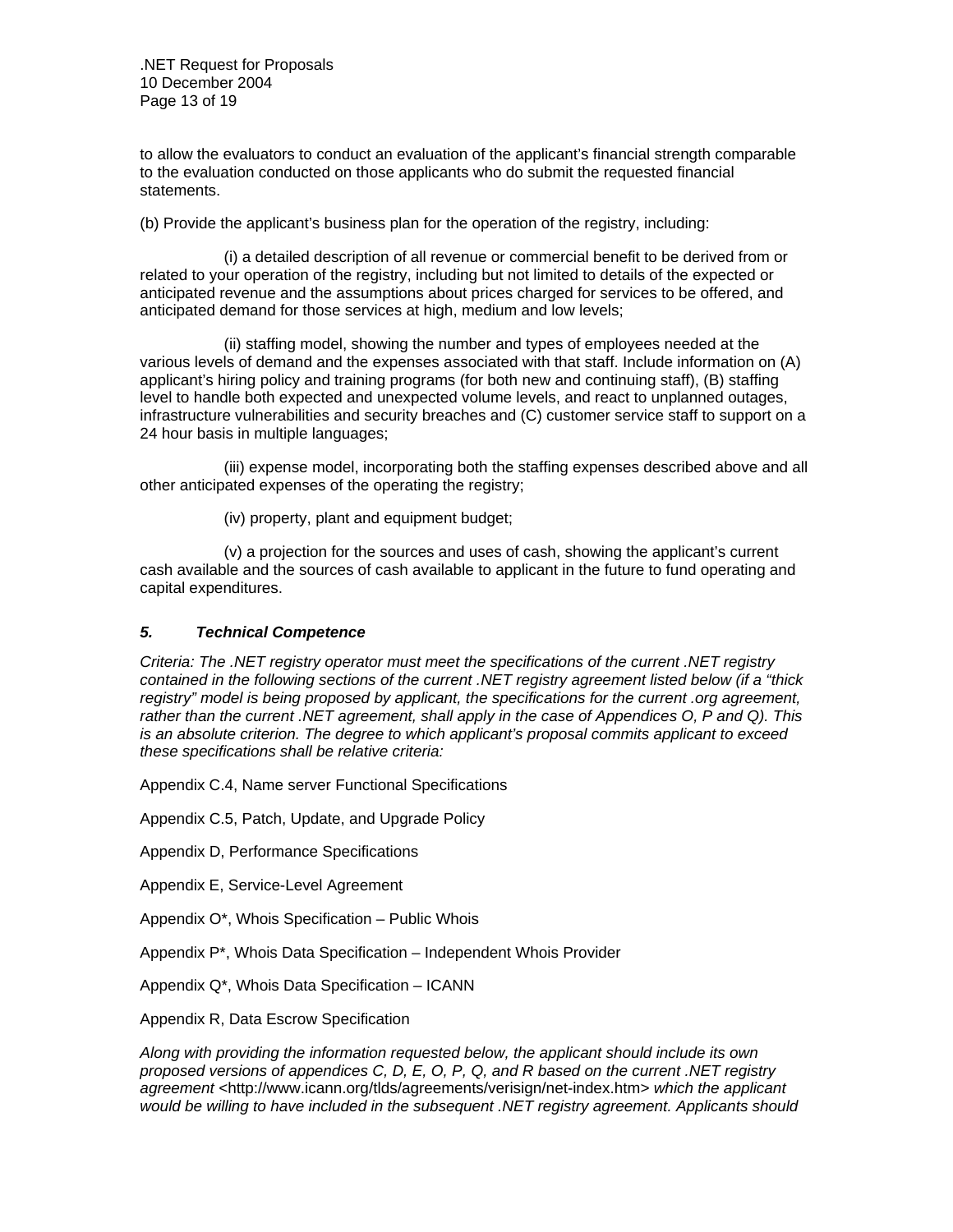to allow the evaluators to conduct an evaluation of the applicant's financial strength comparable to the evaluation conducted on those applicants who do submit the requested financial statements.

(b) Provide the applicant's business plan for the operation of the registry, including:

(i) a detailed description of all revenue or commercial benefit to be derived from or related to your operation of the registry, including but not limited to details of the expected or anticipated revenue and the assumptions about prices charged for services to be offered, and anticipated demand for those services at high, medium and low levels;

(ii) staffing model, showing the number and types of employees needed at the various levels of demand and the expenses associated with that staff. Include information on (A) applicant's hiring policy and training programs (for both new and continuing staff), (B) staffing level to handle both expected and unexpected volume levels, and react to unplanned outages, infrastructure vulnerabilities and security breaches and (C) customer service staff to support on a 24 hour basis in multiple languages;

(iii) expense model, incorporating both the staffing expenses described above and all other anticipated expenses of the operating the registry;

(iv) property, plant and equipment budget;

(v) a projection for the sources and uses of cash, showing the applicant's current cash available and the sources of cash available to applicant in the future to fund operating and capital expenditures.

### *5. Technical Competence*

*Criteria: The .NET registry operator must meet the specifications of the current .NET registry contained in the following sections of the current .NET registry agreement listed below (if a "thick registry" model is being proposed by applicant, the specifications for the current .org agreement, rather than the current .NET agreement, shall apply in the case of Appendices O, P and Q). This is an absolute criterion. The degree to which applicant's proposal commits applicant to exceed these specifications shall be relative criteria:*

Appendix C.4, Name server Functional Specifications

Appendix C.5, Patch, Update, and Upgrade Policy

Appendix D, Performance Specifications

Appendix E, Service-Level Agreement

Appendix O*, Whois Specification – Public Whois

Appendix P*, Whois Data Specification – Independent Whois Provider

Appendix Q*, Whois Data Specification – ICANN

Appendix R, Data Escrow Specification

*Along with providing the information requested below, the applicant should include its own proposed versions of appendices C, D, E, O, P, Q, and R based on the current .NET registry agreement* <http://www.icann.org/tlds/agreements/verisign/net-index.htm> *which the applicant would be willing to have included in the subsequent .NET registry agreement. Applicants should*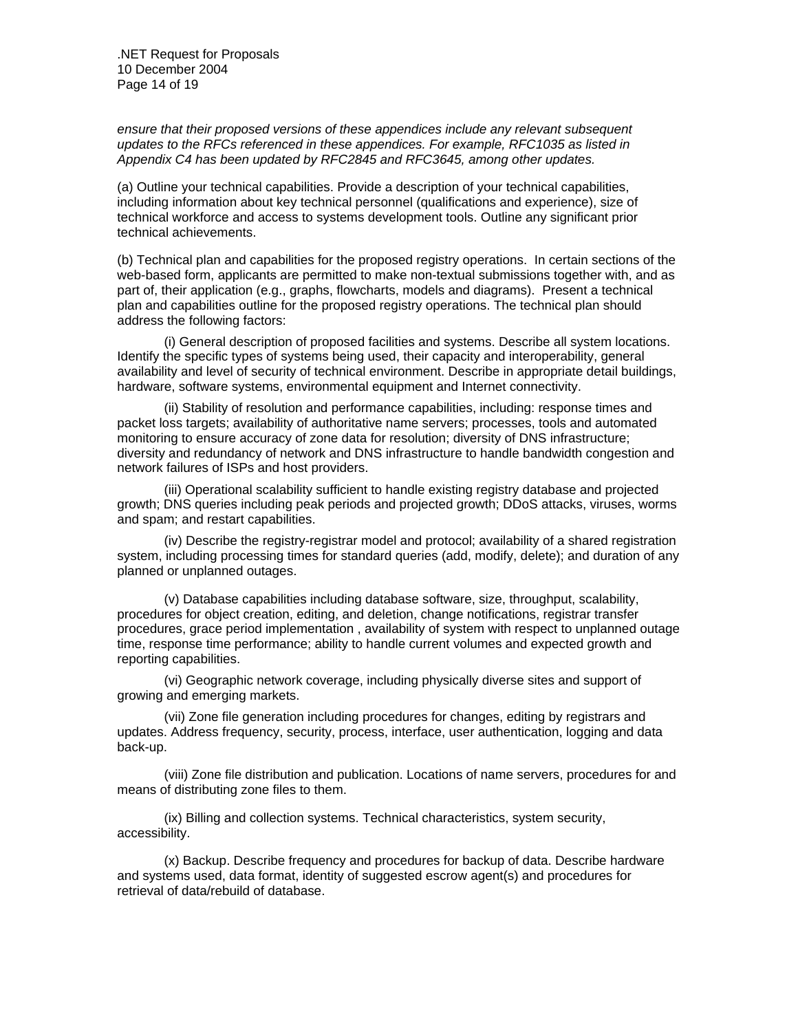*ensure that their proposed versions of these appendices include any relevant subsequent updates to the RFCs referenced in these appendices. For example, RFC1035 as listed in Appendix C4 has been updated by RFC2845 and RFC3645, among other updates.*

(a) Outline your technical capabilities. Provide a description of your technical capabilities, including information about key technical personnel (qualifications and experience), size of technical workforce and access to systems development tools. Outline any significant prior technical achievements.

(b) Technical plan and capabilities for the proposed registry operations. In certain sections of the web-based form, applicants are permitted to make non-textual submissions together with, and as part of, their application (e.g., graphs, flowcharts, models and diagrams). Present a technical plan and capabilities outline for the proposed registry operations. The technical plan should address the following factors:

(i) General description of proposed facilities and systems. Describe all system locations. Identify the specific types of systems being used, their capacity and interoperability, general availability and level of security of technical environment. Describe in appropriate detail buildings, hardware, software systems, environmental equipment and Internet connectivity.

(ii) Stability of resolution and performance capabilities, including: response times and packet loss targets; availability of authoritative name servers; processes, tools and automated monitoring to ensure accuracy of zone data for resolution; diversity of DNS infrastructure; diversity and redundancy of network and DNS infrastructure to handle bandwidth congestion and network failures of ISPs and host providers.

(iii) Operational scalability sufficient to handle existing registry database and projected growth; DNS queries including peak periods and projected growth; DDoS attacks, viruses, worms and spam; and restart capabilities.

(iv) Describe the registry-registrar model and protocol; availability of a shared registration system, including processing times for standard queries (add, modify, delete); and duration of any planned or unplanned outages.

(v) Database capabilities including database software, size, throughput, scalability, procedures for object creation, editing, and deletion, change notifications, registrar transfer procedures, grace period implementation , availability of system with respect to unplanned outage time, response time performance; ability to handle current volumes and expected growth and reporting capabilities.

(vi) Geographic network coverage, including physically diverse sites and support of growing and emerging markets.

(vii) Zone file generation including procedures for changes, editing by registrars and updates. Address frequency, security, process, interface, user authentication, logging and data back-up.

(viii) Zone file distribution and publication. Locations of name servers, procedures for and means of distributing zone files to them.

(ix) Billing and collection systems. Technical characteristics, system security, accessibility.

(x) Backup. Describe frequency and procedures for backup of data. Describe hardware and systems used, data format, identity of suggested escrow agent(s) and procedures for retrieval of data/rebuild of database.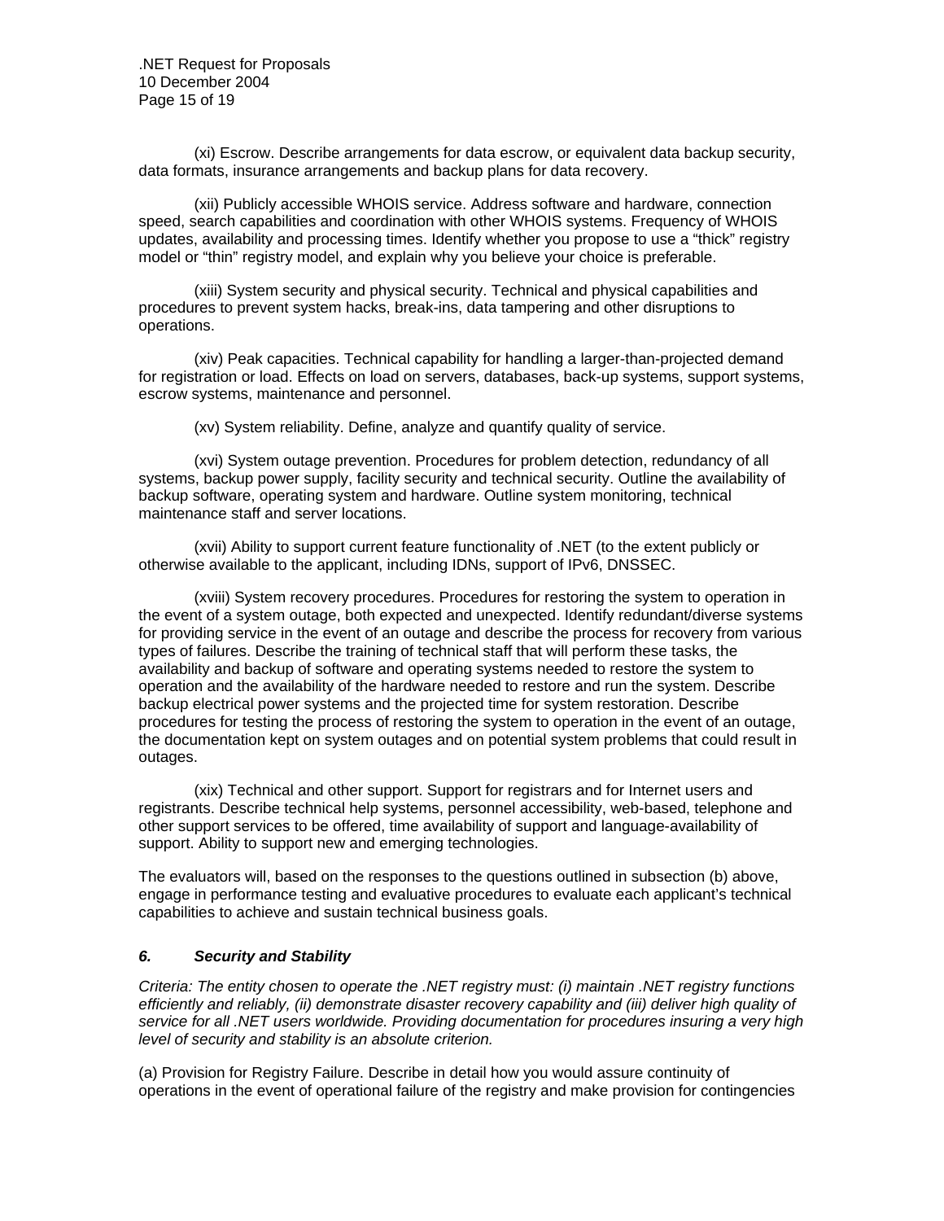(xi) Escrow. Describe arrangements for data escrow, or equivalent data backup security, data formats, insurance arrangements and backup plans for data recovery.

(xii) Publicly accessible WHOIS service. Address software and hardware, connection speed, search capabilities and coordination with other WHOIS systems. Frequency of WHOIS updates, availability and processing times. Identify whether you propose to use a "thick" registry model or "thin" registry model, and explain why you believe your choice is preferable.

(xiii) System security and physical security. Technical and physical capabilities and procedures to prevent system hacks, break-ins, data tampering and other disruptions to operations.

(xiv) Peak capacities. Technical capability for handling a larger-than-projected demand for registration or load. Effects on load on servers, databases, back-up systems, support systems, escrow systems, maintenance and personnel.

(xv) System reliability. Define, analyze and quantify quality of service.

(xvi) System outage prevention. Procedures for problem detection, redundancy of all systems, backup power supply, facility security and technical security. Outline the availability of backup software, operating system and hardware. Outline system monitoring, technical maintenance staff and server locations.

(xvii) Ability to support current feature functionality of .NET (to the extent publicly or otherwise available to the applicant, including IDNs, support of IPv6, DNSSEC.

(xviii) System recovery procedures. Procedures for restoring the system to operation in the event of a system outage, both expected and unexpected. Identify redundant/diverse systems for providing service in the event of an outage and describe the process for recovery from various types of failures. Describe the training of technical staff that will perform these tasks, the availability and backup of software and operating systems needed to restore the system to operation and the availability of the hardware needed to restore and run the system. Describe backup electrical power systems and the projected time for system restoration. Describe procedures for testing the process of restoring the system to operation in the event of an outage, the documentation kept on system outages and on potential system problems that could result in outages.

(xix) Technical and other support. Support for registrars and for Internet users and registrants. Describe technical help systems, personnel accessibility, web-based, telephone and other support services to be offered, time availability of support and language-availability of support. Ability to support new and emerging technologies.

The evaluators will, based on the responses to the questions outlined in subsection (b) above, engage in performance testing and evaluative procedures to evaluate each applicant's technical capabilities to achieve and sustain technical business goals.

### *6. Security and Stability*

*Criteria: The entity chosen to operate the .NET registry must: (i) maintain .NET registry functions efficiently and reliably, (ii) demonstrate disaster recovery capability and (iii) deliver high quality of service for all .NET users worldwide. Providing documentation for procedures insuring a very high level of security and stability is an absolute criterion.*

(a) Provision for Registry Failure. Describe in detail how you would assure continuity of operations in the event of operational failure of the registry and make provision for contingencies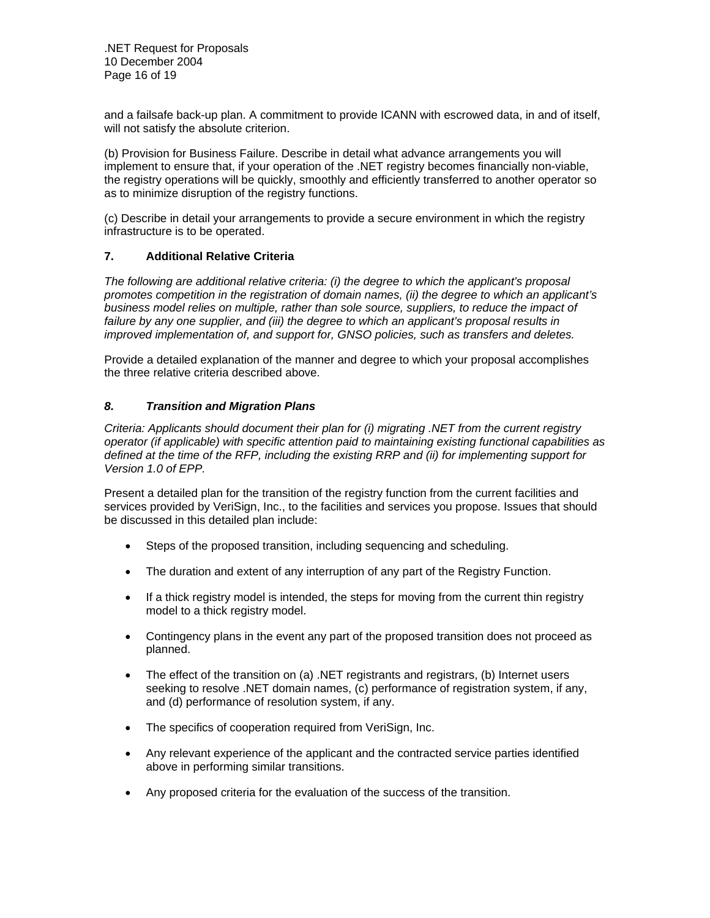and a failsafe back-up plan. A commitment to provide ICANN with escrowed data, in and of itself, will not satisfy the absolute criterion.

(b) Provision for Business Failure. Describe in detail what advance arrangements you will implement to ensure that, if your operation of the .NET registry becomes financially non-viable, the registry operations will be quickly, smoothly and efficiently transferred to another operator so as to minimize disruption of the registry functions.

(c) Describe in detail your arrangements to provide a secure environment in which the registry infrastructure is to be operated.

### 7. Additional Relative Criteria

*The following are additional relative criteria: (i) the degree to which the applicant's proposal promotes competition in the registration of domain names, (ii) the degree to which an applicant's business model relies on multiple, rather than sole source, suppliers, to reduce the impact of failure by any one supplier, and (iii) the degree to which an applicant's proposal results in improved implementation of, and support for, GNSO policies, such as transfers and deletes.*

Provide a detailed explanation of the manner and degree to which your proposal accomplishes the three relative criteria described above.

### *8. Transition and Migration Plans*

*Criteria: Applicants should document their plan for (i) migrating .NET from the current registry operator (if applicable) with specific attention paid to maintaining existing functional capabilities as defined at the time of the RFP, including the existing RRP and (ii) for implementing support for Version 1.0 of EPP.*

Present a detailed plan for the transition of the registry function from the current facilities and services provided by VeriSign, Inc., to the facilities and services you propose. Issues that should be discussed in this detailed plan include:

- Steps of the proposed transition, including sequencing and scheduling.
- The duration and extent of any interruption of any part of the Registry Function.
- If a thick registry model is intended, the steps for moving from the current thin registry model to a thick registry model.
- Contingency plans in the event any part of the proposed transition does not proceed as planned.
- The effect of the transition on (a) .NET registrants and registrars, (b) Internet users seeking to resolve .NET domain names, (c) performance of registration system, if any, and (d) performance of resolution system, if any.
- The specifics of cooperation required from VeriSign, Inc.
- Any relevant experience of the applicant and the contracted service parties identified above in performing similar transitions.
- Any proposed criteria for the evaluation of the success of the transition.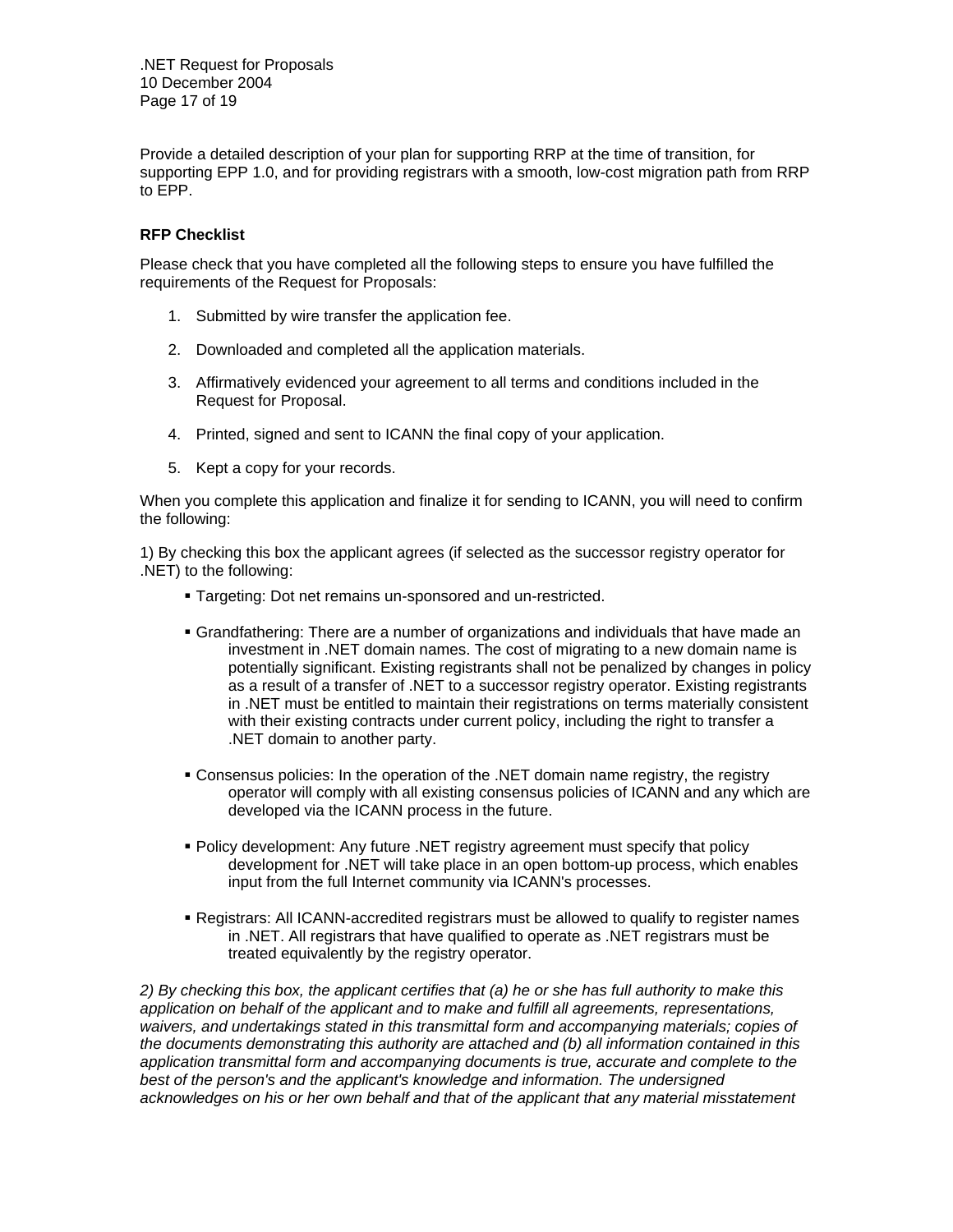Provide a detailed description of your plan for supporting RRP at the time of transition, for supporting EPP 1.0, and for providing registrars with a smooth, low-cost migration path from RRP to EPP.

**RFP Checklist**

Please check that you have completed all the following steps to ensure you have fulfilled the requirements of the Request for Proposals:

1. Submitted by wire transfer the application fee.
2. Downloaded and completed all the application materials.
3. Affirmatively evidenced your agreement to all terms and conditions included in the Request for Proposal.
4. Printed, signed and sent to ICANN the final copy of your application.
5. Kept a copy for your records.

When you complete this application and finalize it for sending to ICANN, you will need to confirm the following:

1) By checking this box the applicant agrees (if selected as the successor registry operator for .NET) to the following:

- Targeting: Dot net remains un-sponsored and un-restricted.
- Grandfathering: There are a number of organizations and individuals that have made an investment in .NET domain names. The cost of migrating to a new domain name is potentially significant. Existing registrants shall not be penalized by changes in policy as a result of a transfer of .NET to a successor registry operator. Existing registrants in .NET must be entitled to maintain their registrations on terms materially consistent with their existing contracts under current policy, including the right to transfer a .NET domain to another party.
- Consensus policies: In the operation of the .NET domain name registry, the registry operator will comply with all existing consensus policies of ICANN and any which are developed via the ICANN process in the future.
- Policy development: Any future .NET registry agreement must specify that policy development for .NET will take place in an open bottom-up process, which enables input from the full Internet community via ICANN's processes.
- Registrars: All ICANN-accredited registrars must be allowed to qualify to register names in .NET. All registrars that have qualified to operate as .NET registrars must be treated equivalently by the registry operator.

*2) By checking this box, the applicant certifies that (a) he or she has full authority to make this application on behalf of the applicant and to make and fulfill all agreements, representations, waivers, and undertakings stated in this transmittal form and accompanying materials; copies of the documents demonstrating this authority are attached and (b) all information contained in this application transmittal form and accompanying documents is true, accurate and complete to the best of the person's and the applicant's knowledge and information. The undersigned acknowledges on his or her own behalf and that of the applicant that any material misstatement*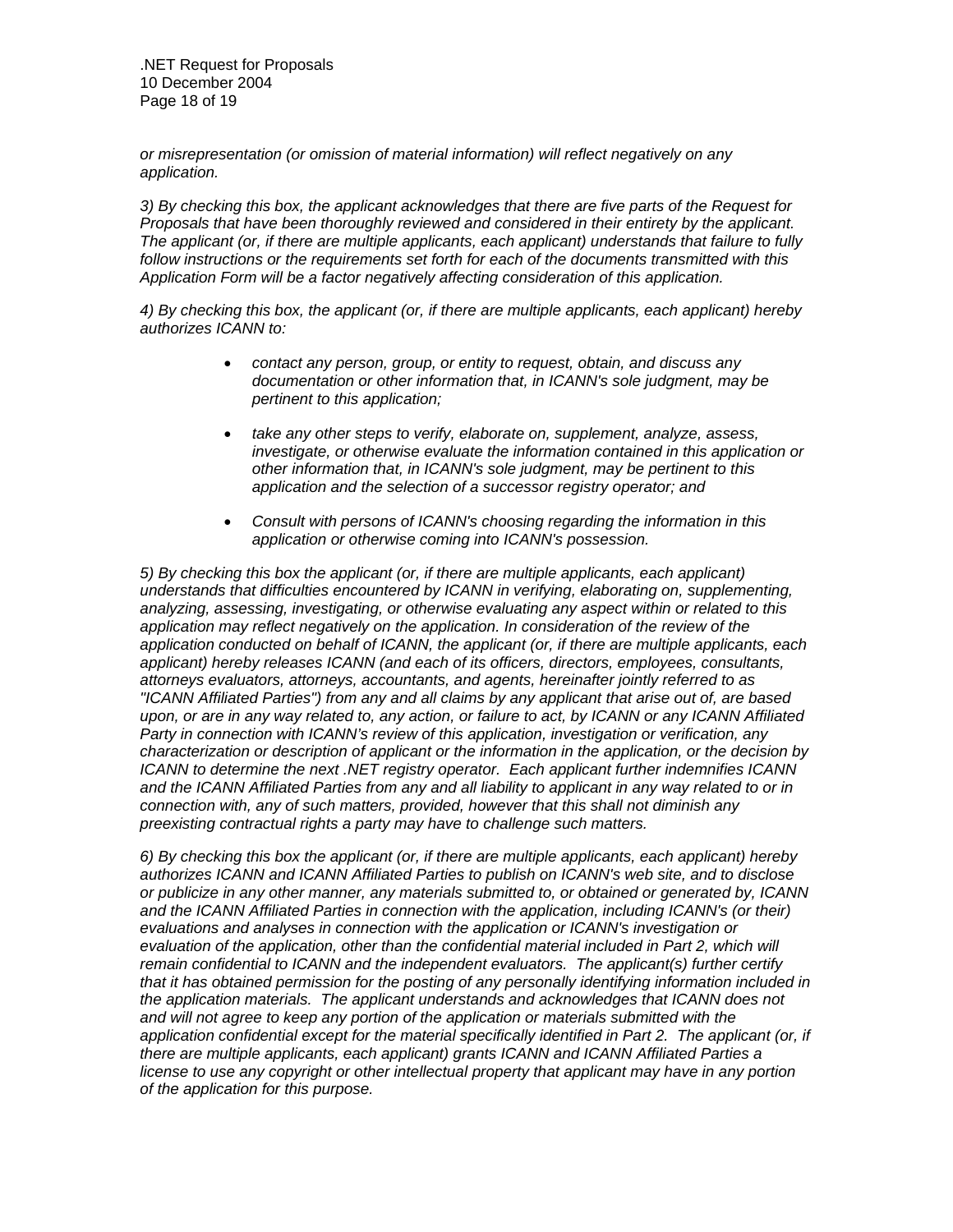*or misrepresentation (or omission of material information) will reflect negatively on any application.*

*3) By checking this box, the applicant acknowledges that there are five parts of the Request for Proposals that have been thoroughly reviewed and considered in their entirety by the applicant. The applicant (or, if there are multiple applicants, each applicant) understands that failure to fully follow instructions or the requirements set forth for each of the documents transmitted with this Application Form will be a factor negatively affecting consideration of this application.*

*4) By checking this box, the applicant (or, if there are multiple applicants, each applicant) hereby authorizes ICANN to:*

- *contact any person, group, or entity to request, obtain, and discuss any documentation or other information that, in ICANN's sole judgment, may be pertinent to this application;*
- *take any other steps to verify, elaborate on, supplement, analyze, assess, investigate, or otherwise evaluate the information contained in this application or other information that, in ICANN's sole judgment, may be pertinent to this application and the selection of a successor registry operator; and*
- *Consult with persons of ICANN's choosing regarding the information in this application or otherwise coming into ICANN's possession.*

*5) By checking this box the applicant (or, if there are multiple applicants, each applicant) understands that difficulties encountered by ICANN in verifying, elaborating on, supplementing, analyzing, assessing, investigating, or otherwise evaluating any aspect within or related to this application may reflect negatively on the application. In consideration of the review of the application conducted on behalf of ICANN, the applicant (or, if there are multiple applicants, each applicant) hereby releases ICANN (and each of its officers, directors, employees, consultants, attorneys evaluators, attorneys, accountants, and agents, hereinafter jointly referred to as "ICANN Affiliated Parties") from any and all claims by any applicant that arise out of, are based upon, or are in any way related to, any action, or failure to act, by ICANN or any ICANN Affiliated Party in connection with ICANN's review of this application, investigation or verification, any characterization or description of applicant or the information in the application, or the decision by ICANN to determine the next .NET registry operator. Each applicant further indemnifies ICANN and the ICANN Affiliated Parties from any and all liability to applicant in any way related to or in connection with, any of such matters, provided, however that this shall not diminish any preexisting contractual rights a party may have to challenge such matters.*

*6) By checking this box the applicant (or, if there are multiple applicants, each applicant) hereby authorizes ICANN and ICANN Affiliated Parties to publish on ICANN's web site, and to disclose or publicize in any other manner, any materials submitted to, or obtained or generated by, ICANN and the ICANN Affiliated Parties in connection with the application, including ICANN's (or their) evaluations and analyses in connection with the application or ICANN's investigation or evaluation of the application, other than the confidential material included in Part 2, which will remain confidential to ICANN and the independent evaluators. The applicant(s) further certify that it has obtained permission for the posting of any personally identifying information included in the application materials. The applicant understands and acknowledges that ICANN does not and will not agree to keep any portion of the application or materials submitted with the application confidential except for the material specifically identified in Part 2. The applicant (or, if there are multiple applicants, each applicant) grants ICANN and ICANN Affiliated Parties a license to use any copyright or other intellectual property that applicant may have in any portion of the application for this purpose.*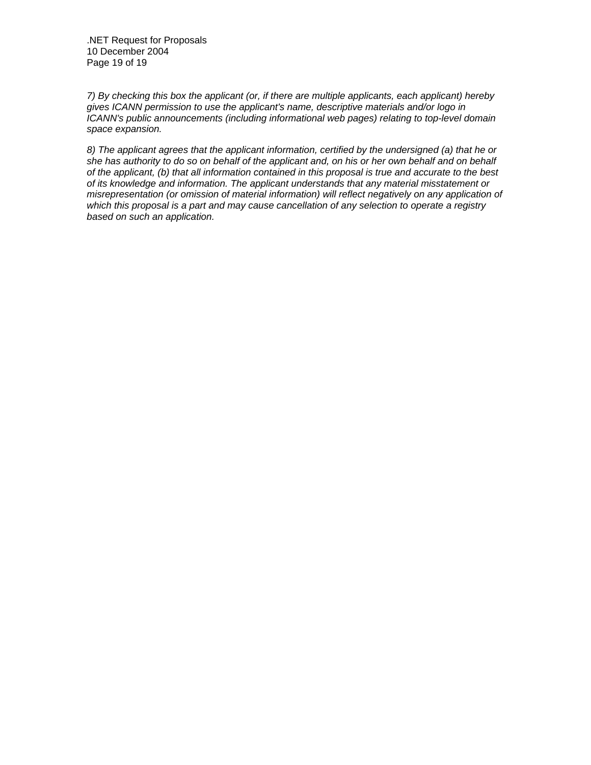*7) By checking this box the applicant (or, if there are multiple applicants, each applicant) hereby gives ICANN permission to use the applicant's name, descriptive materials and/or logo in ICANN's public announcements (including informational web pages) relating to top-level domain space expansion.*

*8) The applicant agrees that the applicant information, certified by the undersigned (a) that he or she has authority to do so on behalf of the applicant and, on his or her own behalf and on behalf of the applicant, (b) that all information contained in this proposal is true and accurate to the best of its knowledge and information. The applicant understands that any material misstatement or misrepresentation (or omission of material information) will reflect negatively on any application of which this proposal is a part and may cause cancellation of any selection to operate a registry based on such an application.*